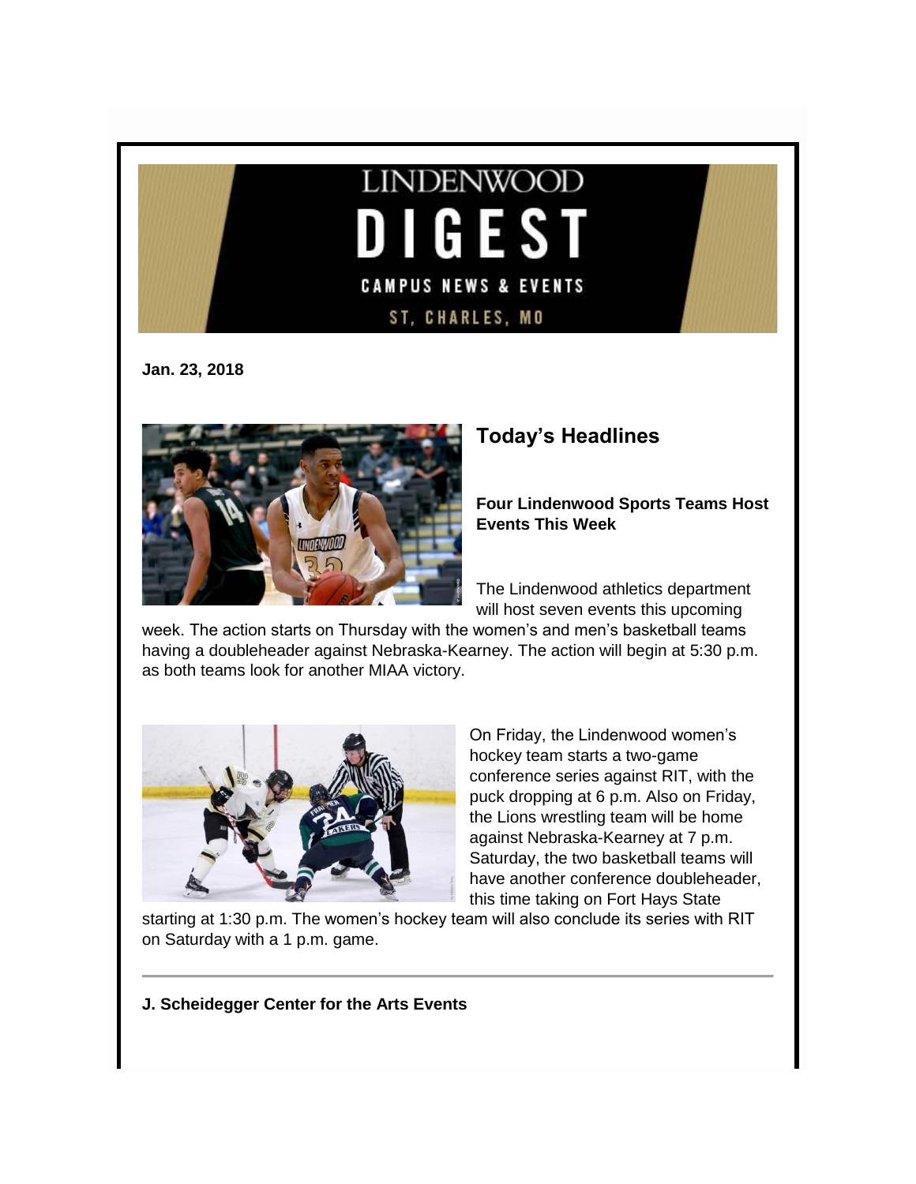# LINDENWOOD DIGEST

CAMPUS NEWS & EVENTS

ST. CHARLES, MO

**Jan. 23, 2018**

## Today's Headlines

**Four Lindenwood Sports Teams Host Events This Week**

The Lindenwood athletics department will host seven events this upcoming week. The action starts on Thursday with the women's and men's basketball teams having a doubleheader against Nebraska-Kearney. The action will begin at 5:30 p.m. as both teams look for another MIAA victory.

On Friday, the Lindenwood women's hockey team starts a two-game conference series against RIT, with the puck dropping at 6 p.m. Also on Friday, the Lions wrestling team will be home against Nebraska-Kearney at 7 p.m. Saturday, the two basketball teams will have another conference doubleheader, this time taking on Fort Hays State starting at 1:30 p.m. The women's hockey team will also conclude its series with RIT on Saturday with a 1 p.m. game.

---

**J. Scheidegger Center for the Arts Events**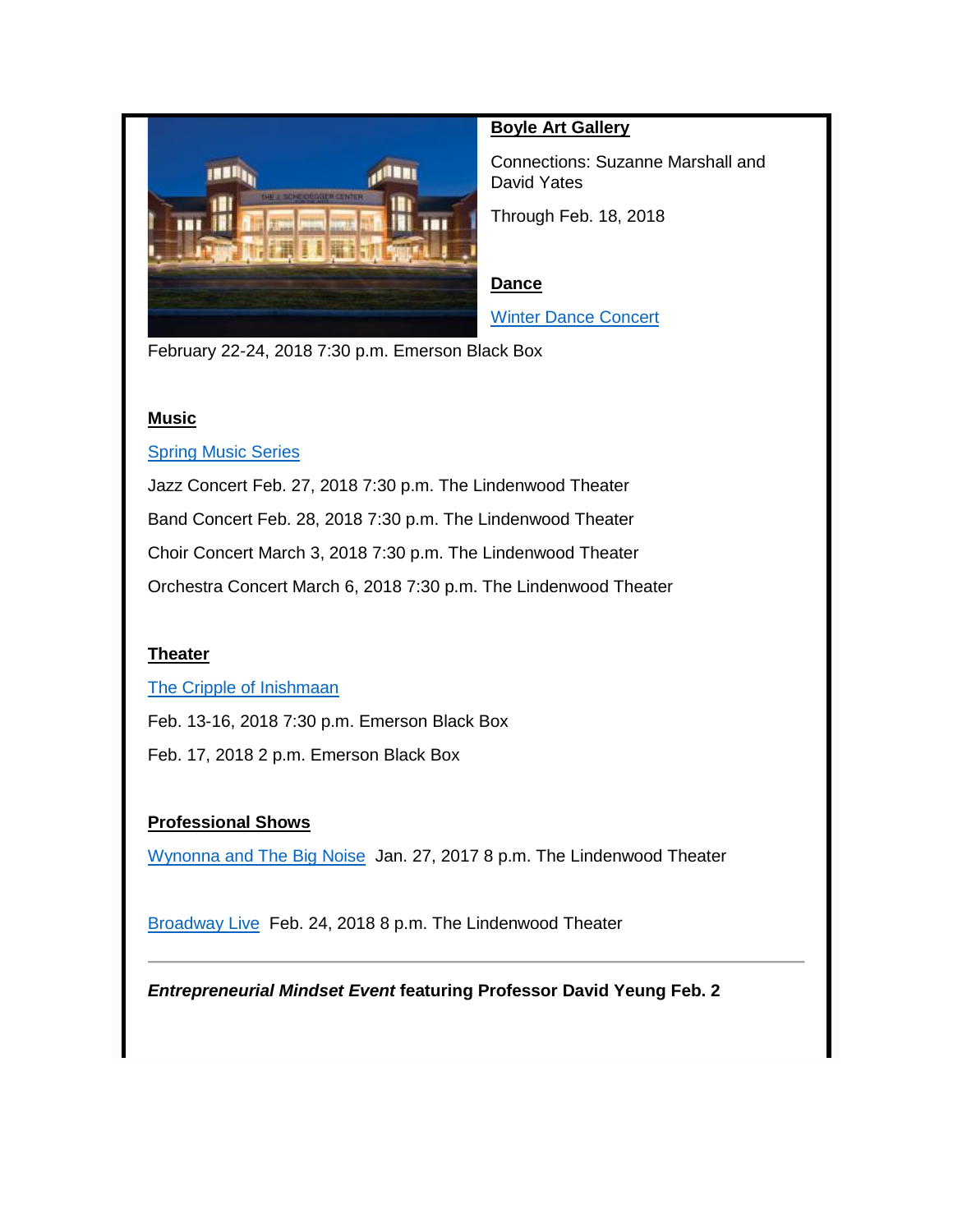**Boyle Art Gallery**

Connections: Suzanne Marshall and David Yates

Through Feb. 18, 2018

**Dance**

Winter Dance Concert

February 22-24, 2018 7:30 p.m. Emerson Black Box

**Music**

Spring Music Series

Jazz Concert Feb. 27, 2018 7:30 p.m. The Lindenwood Theater

Band Concert Feb. 28, 2018 7:30 p.m. The Lindenwood Theater

Choir Concert March 3, 2018 7:30 p.m. The Lindenwood Theater

Orchestra Concert March 6, 2018 7:30 p.m. The Lindenwood Theater

**Theater**

The Cripple of Inishmaan

Feb. 13-16, 2018 7:30 p.m. Emerson Black Box

Feb. 17, 2018 2 p.m. Emerson Black Box

**Professional Shows**

Wynonna and The Big Noise Jan. 27, 2017 8 p.m. The Lindenwood Theater

Broadway Live Feb. 24, 2018 8 p.m. The Lindenwood Theater

---

***Entrepreneurial Mindset Event* featuring Professor David Yeung Feb. 2**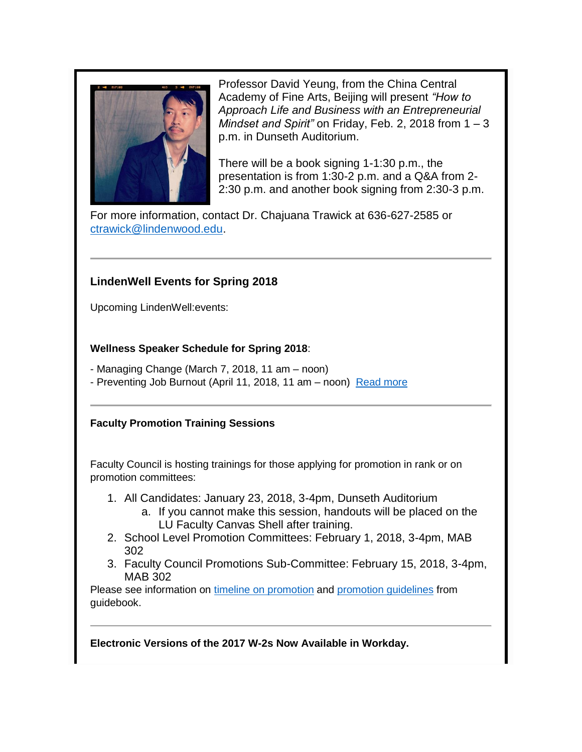Professor David Yeung, from the China Central Academy of Fine Arts, Beijing will present *"How to Approach Life and Business with an Entrepreneurial Mindset and Spirit"* on Friday, Feb. 2, 2018 from 1 – 3 p.m. in Dunseth Auditorium.

There will be a book signing 1-1:30 p.m., the presentation is from 1:30-2 p.m. and a Q&A from 2-2:30 p.m. and another book signing from 2:30-3 p.m.

For more information, contact Dr. Chajuana Trawick at 636-627-2585 or ctrawick@lindenwood.edu.

---

### LindenWell Events for Spring 2018

Upcoming LindenWell:events:

**Wellness Speaker Schedule for Spring 2018**:

- Managing Change (March 7, 2018, 11 am – noon)
- Preventing Job Burnout (April 11, 2018, 11 am – noon) Read more

---

**Faculty Promotion Training Sessions**

Faculty Council is hosting trainings for those applying for promotion in rank or on promotion committees:

1. All Candidates: January 23, 2018, 3-4pm, Dunseth Auditorium
   a. If you cannot make this session, handouts will be placed on the LU Faculty Canvas Shell after training.
2. School Level Promotion Committees: February 1, 2018, 3-4pm, MAB 302
3. Faculty Council Promotions Sub-Committee: February 15, 2018, 3-4pm, MAB 302

Please see information on timeline on promotion and promotion guidelines from guidebook.

---

**Electronic Versions of the 2017 W-2s Now Available in Workday.**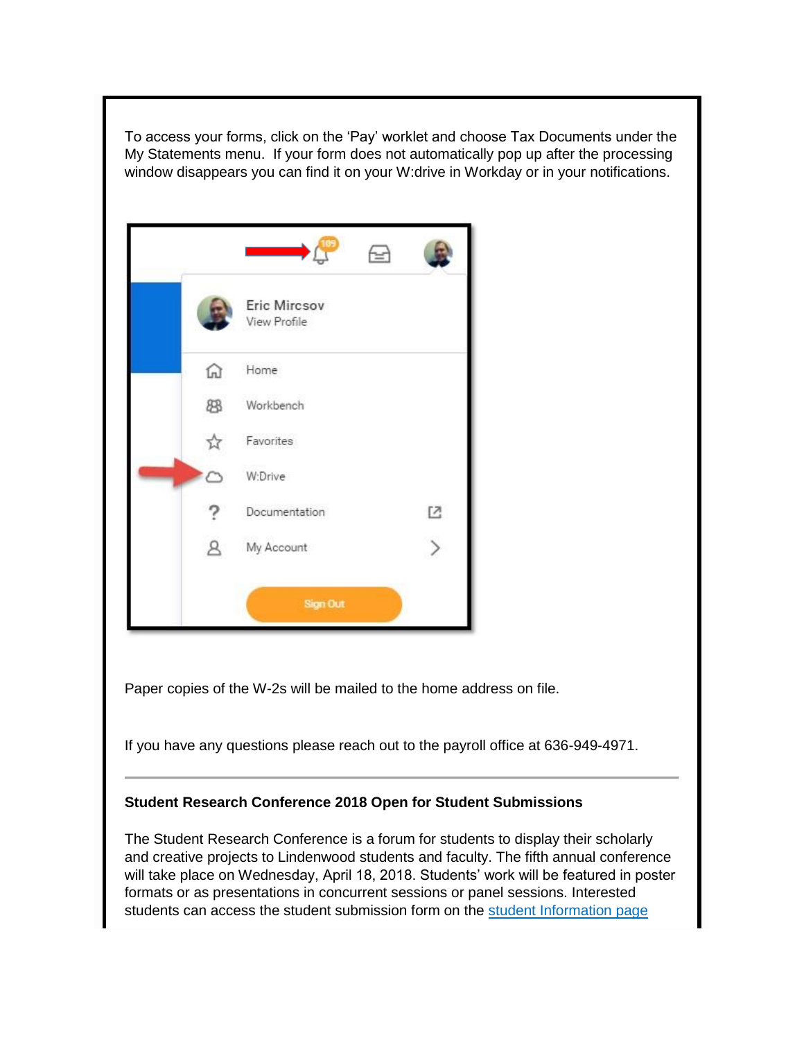To access your forms, click on the 'Pay' worklet and choose Tax Documents under the My Statements menu. If your form does not automatically pop up after the processing window disappears you can find it on your W:drive in Workday or in your notifications.

Paper copies of the W-2s will be mailed to the home address on file.

If you have any questions please reach out to the payroll office at 636-949-4971.

---

**Student Research Conference 2018 Open for Student Submissions**

The Student Research Conference is a forum for students to display their scholarly and creative projects to Lindenwood students and faculty. The fifth annual conference will take place on Wednesday, April 18, 2018. Students' work will be featured in poster formats or as presentations in concurrent sessions or panel sessions. Interested students can access the student submission form on the student Information page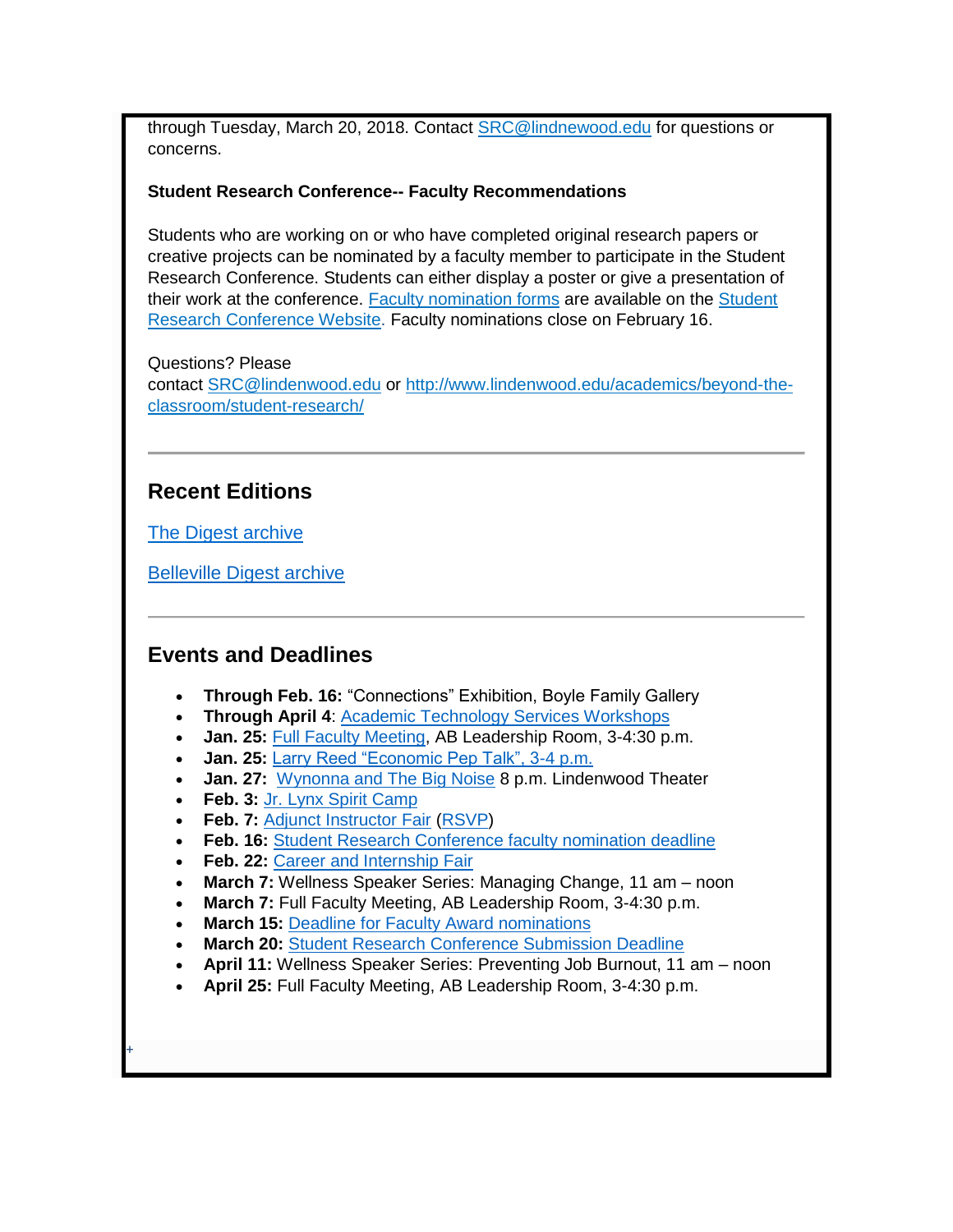through Tuesday, March 20, 2018. Contact SRC@lindnewood.edu for questions or concerns.

**Student Research Conference-- Faculty Recommendations**

Students who are working on or who have completed original research papers or creative projects can be nominated by a faculty member to participate in the Student Research Conference. Students can either display a poster or give a presentation of their work at the conference. Faculty nomination forms are available on the Student Research Conference Website. Faculty nominations close on February 16.

Questions? Please contact SRC@lindenwood.edu or http://www.lindenwood.edu/academics/beyond-the-classroom/student-research/

---

## Recent Editions

The Digest archive

Belleville Digest archive

---

## Events and Deadlines

- **Through Feb. 16:** "Connections" Exhibition, Boyle Family Gallery
- **Through April 4**: Academic Technology Services Workshops
- **Jan. 25:** Full Faculty Meeting, AB Leadership Room, 3-4:30 p.m.
- **Jan. 25:** Larry Reed "Economic Pep Talk", 3-4 p.m.
- **Jan. 27:** Wynonna and The Big Noise 8 p.m. Lindenwood Theater
- **Feb. 3:** Jr. Lynx Spirit Camp
- **Feb. 7:** Adjunct Instructor Fair (RSVP)
- **Feb. 16:** Student Research Conference faculty nomination deadline
- **Feb. 22:** Career and Internship Fair
- **March 7:** Wellness Speaker Series: Managing Change, 11 am – noon
- **March 7:** Full Faculty Meeting, AB Leadership Room, 3-4:30 p.m.
- **March 15:** Deadline for Faculty Award nominations
- **March 20:** Student Research Conference Submission Deadline
- **April 11:** Wellness Speaker Series: Preventing Job Burnout, 11 am – noon
- **April 25:** Full Faculty Meeting, AB Leadership Room, 3-4:30 p.m.